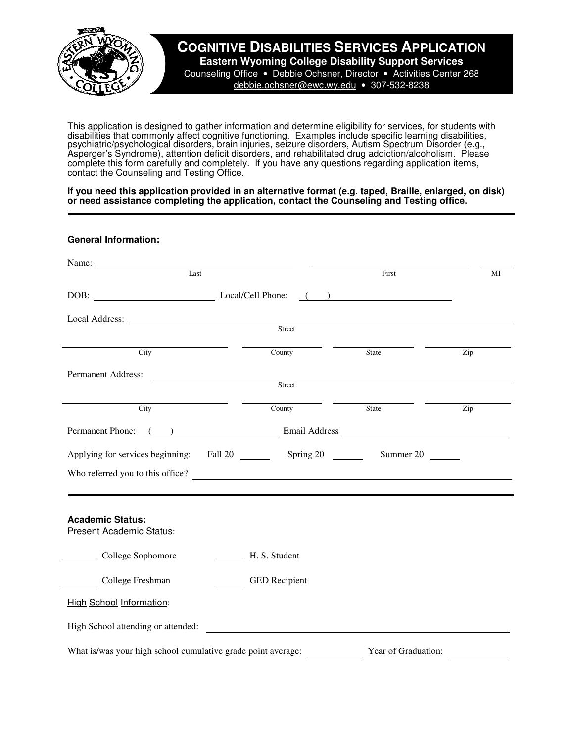# COGNITIVE DISABILITIES SERVICES APPLICATION

**Eastern Wyoming College Disability Support Services**

Counseling Office • Debbie Ochsner, Director • Activities Center 268

debbie.ochsner@ewc.wy.edu • 307-532-8238

This application is designed to gather information and determine eligibility for services, for students with disabilities that commonly affect cognitive functioning. Examples include specific learning disabilities, psychiatric/psychological disorders, brain injuries, seizure disorders, Autism Spectrum Disorder (e.g., Asperger's Syndrome), attention deficit disorders, and rehabilitated drug addiction/alcoholism. Please complete this form carefully and completely. If you have any questions regarding application items, contact the Counseling and Testing Office.

**If you need this application provided in an alternative format (e.g. taped, Braille, enlarged, on disk) or need assistance completing the application, contact the Counseling and Testing office.**

---

### General Information:

Name: ______________________________ ______________________________ ______
Last First MI

DOB: ______________________ Local/Cell Phone: ( ) ______________________

Local Address: ____________________________________________________________
Street

______________________ ______________ ______________ ______________
City County State Zip

Permanent Address: ________________________________________________________
Street

______________________ ______________ ______________ ______________
City County State Zip

Permanent Phone: ( ) ______________________ Email Address ______________________

Applying for services beginning: Fall 20 ______ Spring 20 ______ Summer 20 ______

Who referred you to this office? __________________________________________

---

### Academic Status:

Present Academic Status:

_______ College Sophomore _______ H. S. Student

_______ College Freshman _______ GED Recipient

High School Information:

High School attending or attended: ________________________________________

What is/was your high school cumulative grade point average: __________ Year of Graduation: __________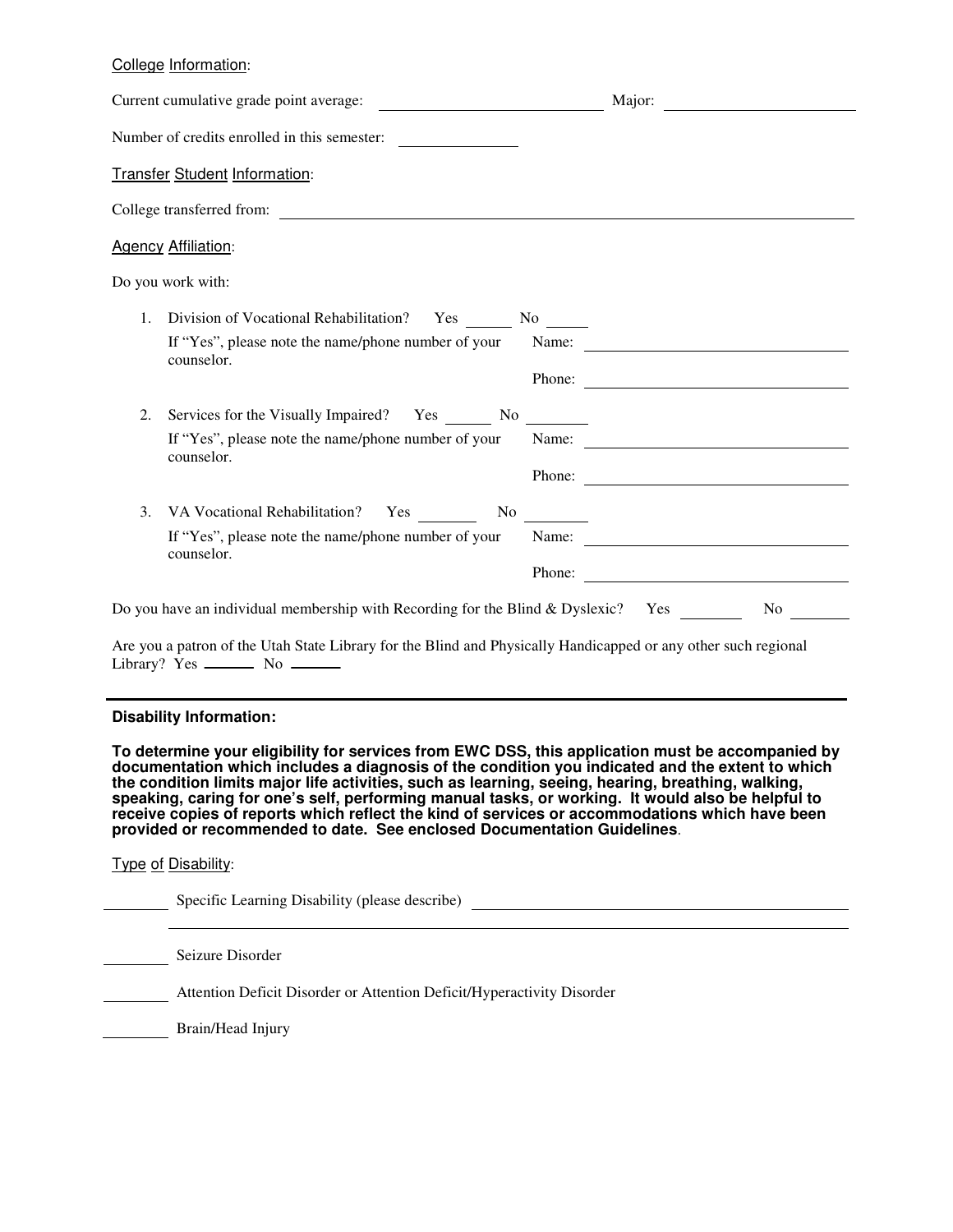College Information:

Current cumulative grade point average: ______________________ Major: ____________________

Number of credits enrolled in this semester: ____________

Transfer Student Information:

College transferred from: ________________________________________________________________

Agency Affiliation:

Do you work with:

1. Division of Vocational Rehabilitation? Yes _____ No _____
   If "Yes", please note the name/phone number of your counselor.
   Name: ____________________________
   Phone: ____________________________

2. Services for the Visually Impaired? Yes _____ No _______
   If "Yes", please note the name/phone number of your counselor.
   Name: ____________________________
   Phone: ____________________________

3. VA Vocational Rehabilitation? Yes _______ No _______
   If "Yes", please note the name/phone number of your counselor.
   Name: ____________________________
   Phone: ____________________________

Do you have an individual membership with Recording for the Blind & Dyslexic? Yes _______ No _______

Are you a patron of the Utah State Library for the Blind and Physically Handicapped or any other such regional Library? Yes ______ No ______

---

**Disability Information:**

**To determine your eligibility for services from EWC DSS, this application must be accompanied by documentation which includes a diagnosis of the condition you indicated and the extent to which the condition limits major life activities, such as learning, seeing, hearing, breathing, walking, speaking, caring for one's self, performing manual tasks, or working. It would also be helpful to receive copies of reports which reflect the kind of services or accommodations which have been provided or recommended to date. See enclosed Documentation Guidelines**.

Type of Disability:

_______ Specific Learning Disability (please describe) ________________________________________
________________________________________________________________

_______ Seizure Disorder

_______ Attention Deficit Disorder or Attention Deficit/Hyperactivity Disorder

_______ Brain/Head Injury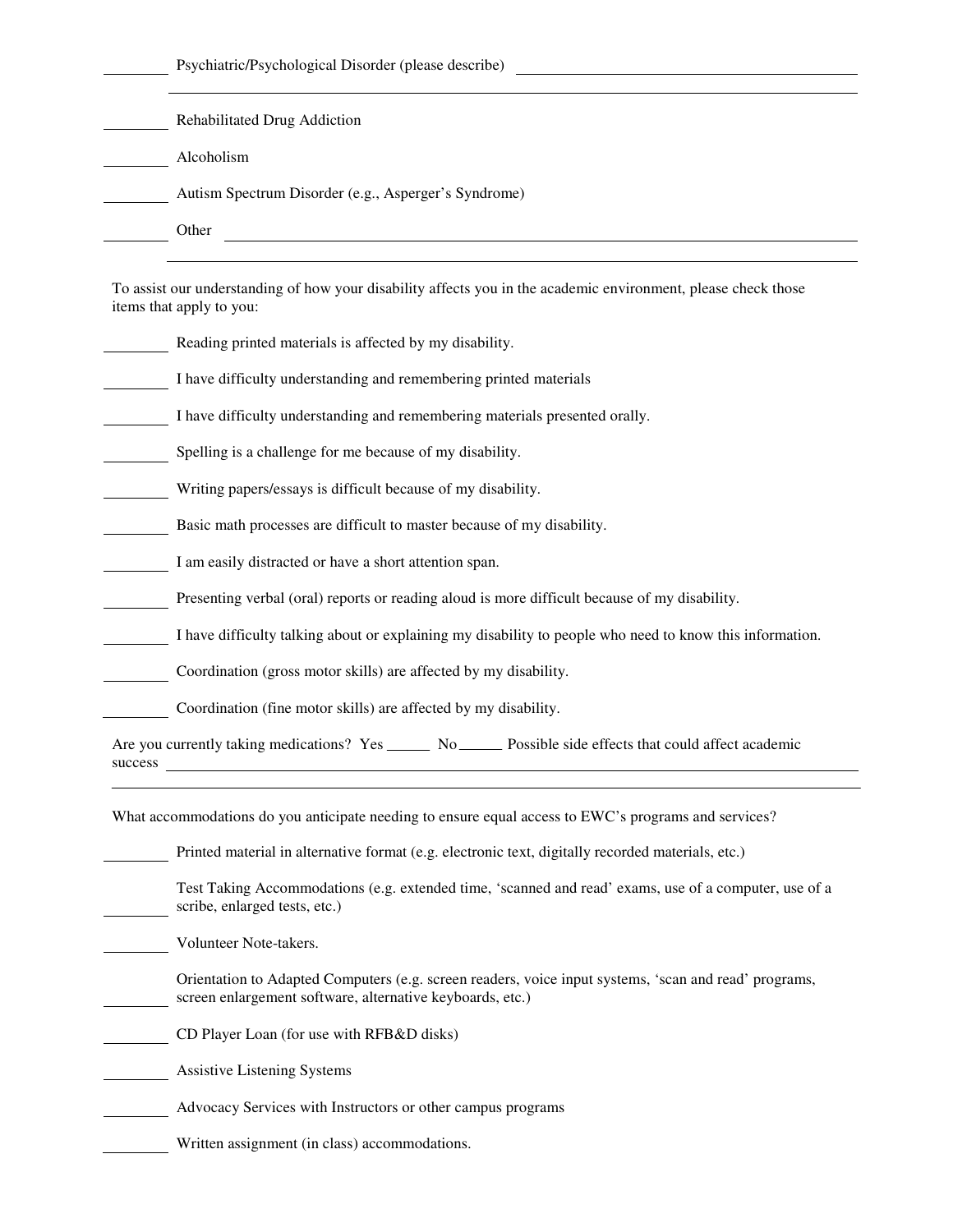________ Psychiatric/Psychological Disorder (please describe) ______________________________

______________________________________________________________________

________ Rehabilitated Drug Addiction

________ Alcoholism

________ Autism Spectrum Disorder (e.g., Asperger's Syndrome)

________ Other ______________________________________________________________

______________________________________________________________________

To assist our understanding of how your disability affects you in the academic environment, please check those items that apply to you:

________ Reading printed materials is affected by my disability.

________ I have difficulty understanding and remembering printed materials

________ I have difficulty understanding and remembering materials presented orally.

________ Spelling is a challenge for me because of my disability.

________ Writing papers/essays is difficult because of my disability.

________ Basic math processes are difficult to master because of my disability.

________ I am easily distracted or have a short attention span.

________ Presenting verbal (oral) reports or reading aloud is more difficult because of my disability.

________ I have difficulty talking about or explaining my disability to people who need to know this information.

________ Coordination (gross motor skills) are affected by my disability.

________ Coordination (fine motor skills) are affected by my disability.

Are you currently taking medications? Yes ______ No ______ Possible side effects that could affect academic success ______________________________________________________________________

______________________________________________________________________

What accommodations do you anticipate needing to ensure equal access to EWC's programs and services?

________ Printed material in alternative format (e.g. electronic text, digitally recorded materials, etc.)

________ Test Taking Accommodations (e.g. extended time, 'scanned and read' exams, use of a computer, use of a scribe, enlarged tests, etc.)

________ Volunteer Note-takers.

________ Orientation to Adapted Computers (e.g. screen readers, voice input systems, 'scan and read' programs, screen enlargement software, alternative keyboards, etc.)

________ CD Player Loan (for use with RFB&D disks)

________ Assistive Listening Systems

________ Advocacy Services with Instructors or other campus programs

________ Written assignment (in class) accommodations.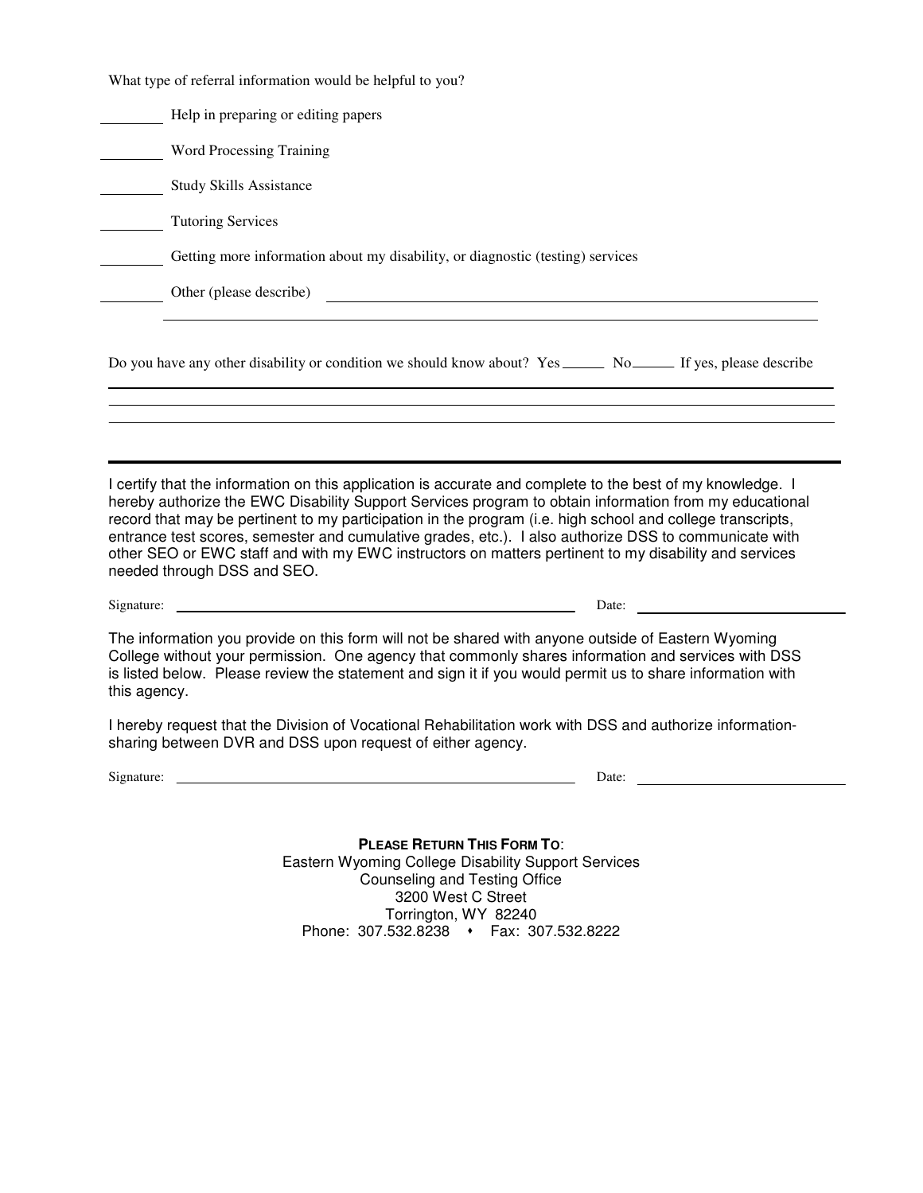What type of referral information would be helpful to you?

\_\_\_\_\_\_\_\_ Help in preparing or editing papers

\_\_\_\_\_\_\_\_ Word Processing Training

\_\_\_\_\_\_\_\_ Study Skills Assistance

\_\_\_\_\_\_\_\_ Tutoring Services

\_\_\_\_\_\_\_\_ Getting more information about my disability, or diagnostic (testing) services

\_\_\_\_\_\_\_\_ Other (please describe) \_\_\_\_\_\_\_\_\_\_\_\_\_\_\_\_\_\_\_\_\_\_\_\_\_\_\_\_\_\_\_\_\_\_\_\_\_\_\_\_\_\_\_\_\_\_\_\_\_\_

\_\_\_\_\_\_\_\_\_\_\_\_\_\_\_\_\_\_\_\_\_\_\_\_\_\_\_\_\_\_\_\_\_\_\_\_\_\_\_\_\_\_\_\_\_\_\_\_\_\_\_\_\_\_\_\_\_\_\_\_\_\_\_\_\_\_\_\_\_\_\_\_

Do you have any other disability or condition we should know about? Yes \_\_\_\_\_ No \_\_\_\_\_ If yes, please describe

\_\_\_\_\_\_\_\_\_\_\_\_\_\_\_\_\_\_\_\_\_\_\_\_\_\_\_\_\_\_\_\_\_\_\_\_\_\_\_\_\_\_\_\_\_\_\_\_\_\_\_\_\_\_\_\_\_\_\_\_\_\_\_\_\_\_\_\_\_\_\_\_

\_\_\_\_\_\_\_\_\_\_\_\_\_\_\_\_\_\_\_\_\_\_\_\_\_\_\_\_\_\_\_\_\_\_\_\_\_\_\_\_\_\_\_\_\_\_\_\_\_\_\_\_\_\_\_\_\_\_\_\_\_\_\_\_\_\_\_\_\_\_\_\_

\_\_\_\_\_\_\_\_\_\_\_\_\_\_\_\_\_\_\_\_\_\_\_\_\_\_\_\_\_\_\_\_\_\_\_\_\_\_\_\_\_\_\_\_\_\_\_\_\_\_\_\_\_\_\_\_\_\_\_\_\_\_\_\_\_\_\_\_\_\_\_\_

---

I certify that the information on this application is accurate and complete to the best of my knowledge. I hereby authorize the EWC Disability Support Services program to obtain information from my educational record that may be pertinent to my participation in the program (i.e. high school and college transcripts, entrance test scores, semester and cumulative grades, etc.). I also authorize DSS to communicate with other SEO or EWC staff and with my EWC instructors on matters pertinent to my disability and services needed through DSS and SEO.

Signature: \_\_\_\_\_\_\_\_\_\_\_\_\_\_\_\_\_\_\_\_\_\_\_\_\_\_\_\_\_\_\_\_\_\_\_\_\_\_\_\_ Date: \_\_\_\_\_\_\_\_\_\_\_\_\_\_\_\_\_\_\_\_

The information you provide on this form will not be shared with anyone outside of Eastern Wyoming College without your permission. One agency that commonly shares information and services with DSS is listed below. Please review the statement and sign it if you would permit us to share information with this agency.

I hereby request that the Division of Vocational Rehabilitation work with DSS and authorize information-sharing between DVR and DSS upon request of either agency.

Signature: \_\_\_\_\_\_\_\_\_\_\_\_\_\_\_\_\_\_\_\_\_\_\_\_\_\_\_\_\_\_\_\_\_\_\_\_\_\_\_\_ Date: \_\_\_\_\_\_\_\_\_\_\_\_\_\_\_\_\_\_\_\_

**PLEASE RETURN THIS FORM TO**:

Eastern Wyoming College Disability Support Services
Counseling and Testing Office
3200 West C Street
Torrington, WY 82240
Phone: 307.532.8238 • Fax: 307.532.8222